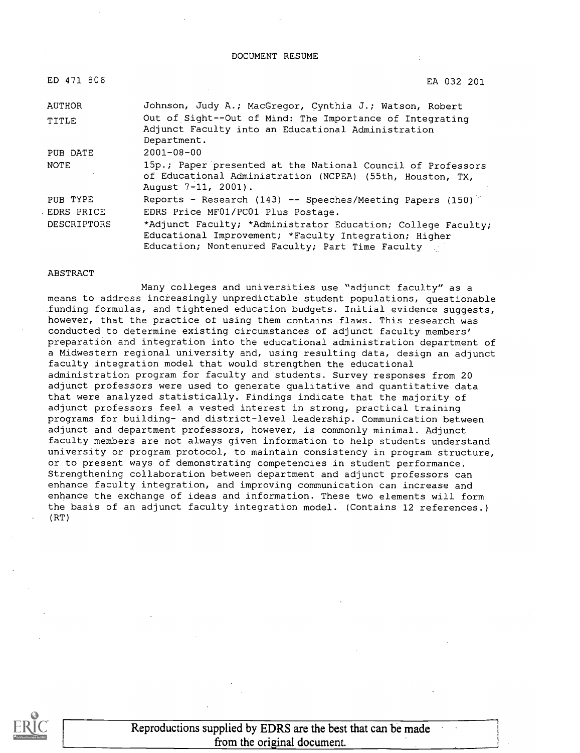DOCUMENT RESUME

| | |
|---|---|
| ED 471 806 | EA 032 201 |
| AUTHOR | Johnson, Judy A.; MacGregor, Cynthia J.; Watson, Robert |
| TITLE | Out of Sight--Out of Mind: The Importance of Integrating Adjunct Faculty into an Educational Administration Department. |
| PUB DATE | 2001-08-00 |
| NOTE | 15p.; Paper presented at the National Council of Professors of Educational Administration (NCPEA) (55th, Houston, TX, August 7-11, 2001). |
| PUB TYPE | Reports - Research (143) -- Speeches/Meeting Papers (150) |
| EDRS PRICE | EDRS Price MF01/PC01 Plus Postage. |
| DESCRIPTORS | *Adjunct Faculty; *Administrator Education; College Faculty; Educational Improvement; *Faculty Integration; Higher Education; Nontenured Faculty; Part Time Faculty |

ABSTRACT

Many colleges and universities use "adjunct faculty" as a means to address increasingly unpredictable student populations, questionable funding formulas, and tightened education budgets. Initial evidence suggests, however, that the practice of using them contains flaws. This research was conducted to determine existing circumstances of adjunct faculty members' preparation and integration into the educational administration department of a Midwestern regional university and, using resulting data, design an adjunct faculty integration model that would strengthen the educational administration program for faculty and students. Survey responses from 20 adjunct professors were used to generate qualitative and quantitative data that were analyzed statistically. Findings indicate that the majority of adjunct professors feel a vested interest in strong, practical training programs for building- and district-level leadership. Communication between adjunct and department professors, however, is commonly minimal. Adjunct faculty members are not always given information to help students understand university or program protocol, to maintain consistency in program structure, or to present ways of demonstrating competencies in student performance. Strengthening collaboration between department and adjunct professors can enhance faculty integration, and improving communication can increase and enhance the exchange of ideas and information. These two elements will form the basis of an adjunct faculty integration model. (Contains 12 references.) (RT)

Reproductions supplied by EDRS are the best that can be made from the original document.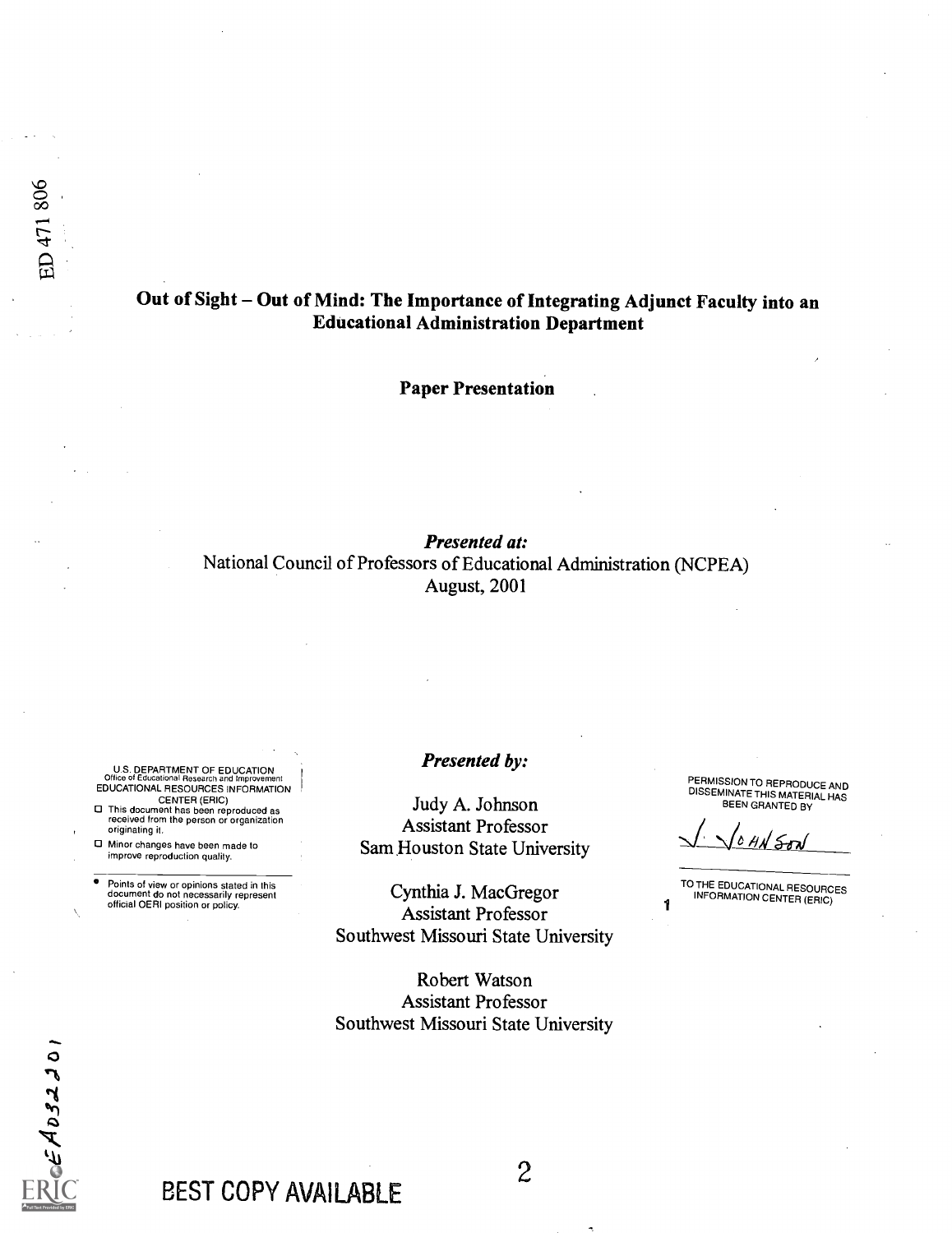# Out of Sight – Out of Mind: The Importance of Integrating Adjunct Faculty into an Educational Administration Department

**Paper Presentation**

***Presented at:***

National Council of Professors of Educational Administration (NCPEA)
August, 2001

***Presented by:***

Judy A. Johnson
Assistant Professor
Sam Houston State University

Cynthia J. MacGregor
Assistant Professor
Southwest Missouri State University

Robert Watson
Assistant Professor
Southwest Missouri State University

U.S. DEPARTMENT OF EDUCATION
Office of Educational Research and Improvement
EDUCATIONAL RESOURCES INFORMATION CENTER (ERIC)

- This document has been reproduced as received from the person or organization originating it.
- Minor changes have been made to improve reproduction quality.

- Points of view or opinions stated in this document do not necessarily represent official OERI position or policy.

PERMISSION TO REPRODUCE AND DISSEMINATE THIS MATERIAL HAS BEEN GRANTED BY

J. Johnson

TO THE EDUCATIONAL RESOURCES INFORMATION CENTER (ERIC)

BEST COPY AVAILABLE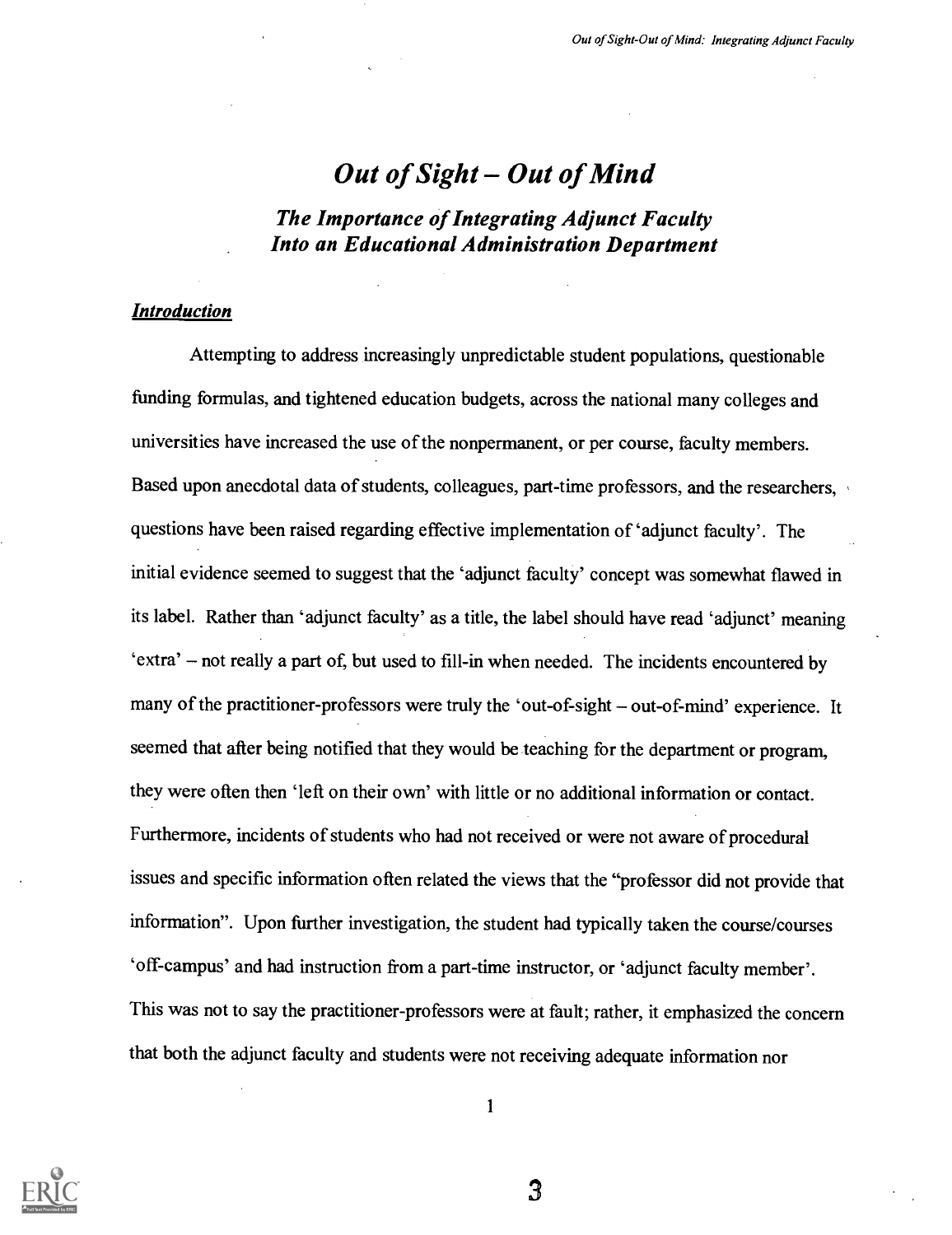# *Out of Sight – Out of Mind*

## *The Importance of Integrating Adjunct Faculty Into an Educational Administration Department*

### ***Introduction***

Attempting to address increasingly unpredictable student populations, questionable funding formulas, and tightened education budgets, across the national many colleges and universities have increased the use of the nonpermanent, or per course, faculty members. Based upon anecdotal data of students, colleagues, part-time professors, and the researchers, questions have been raised regarding effective implementation of 'adjunct faculty'. The initial evidence seemed to suggest that the 'adjunct faculty' concept was somewhat flawed in its label. Rather than 'adjunct faculty' as a title, the label should have read 'adjunct' meaning 'extra' – not really a part of, but used to fill-in when needed. The incidents encountered by many of the practitioner-professors were truly the 'out-of-sight – out-of-mind' experience. It seemed that after being notified that they would be teaching for the department or program, they were often then 'left on their own' with little or no additional information or contact. Furthermore, incidents of students who had not received or were not aware of procedural issues and specific information often related the views that the "professor did not provide that information". Upon further investigation, the student had typically taken the course/courses 'off-campus' and had instruction from a part-time instructor, or 'adjunct faculty member'. This was not to say the practitioner-professors were at fault; rather, it emphasized the concern that both the adjunct faculty and students were not receiving adequate information nor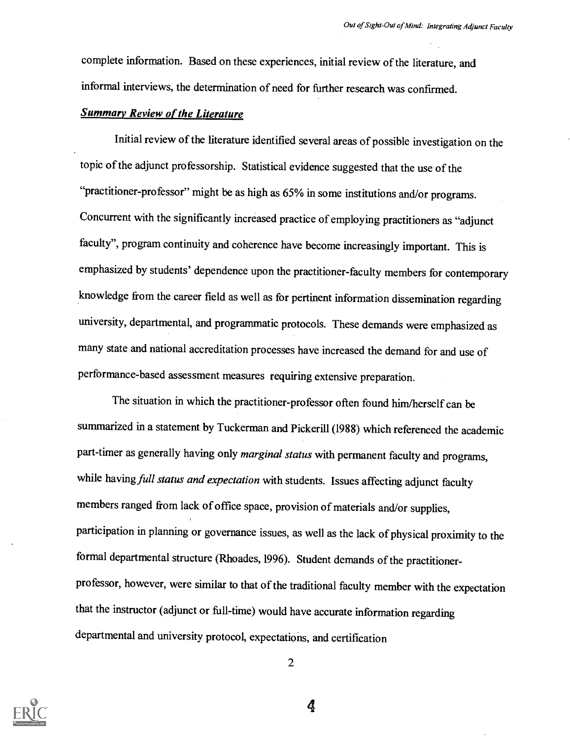complete information. Based on these experiences, initial review of the literature, and informal interviews, the determination of need for further research was confirmed.

***Summary Review of the Literature***

Initial review of the literature identified several areas of possible investigation on the topic of the adjunct professorship. Statistical evidence suggested that the use of the "practitioner-professor" might be as high as 65% in some institutions and/or programs. Concurrent with the significantly increased practice of employing practitioners as "adjunct faculty", program continuity and coherence have become increasingly important. This is emphasized by students' dependence upon the practitioner-faculty members for contemporary knowledge from the career field as well as for pertinent information dissemination regarding university, departmental, and programmatic protocols. These demands were emphasized as many state and national accreditation processes have increased the demand for and use of performance-based assessment measures requiring extensive preparation.

The situation in which the practitioner-professor often found him/herself can be summarized in a statement by Tuckerman and Pickerill (1988) which referenced the academic part-timer as generally having only *marginal status* with permanent faculty and programs, while having *full status and expectation* with students. Issues affecting adjunct faculty members ranged from lack of office space, provision of materials and/or supplies, participation in planning or governance issues, as well as the lack of physical proximity to the formal departmental structure (Rhoades, 1996). Student demands of the practitioner-professor, however, were similar to that of the traditional faculty member with the expectation that the instructor (adjunct or full-time) would have accurate information regarding departmental and university protocol, expectations, and certification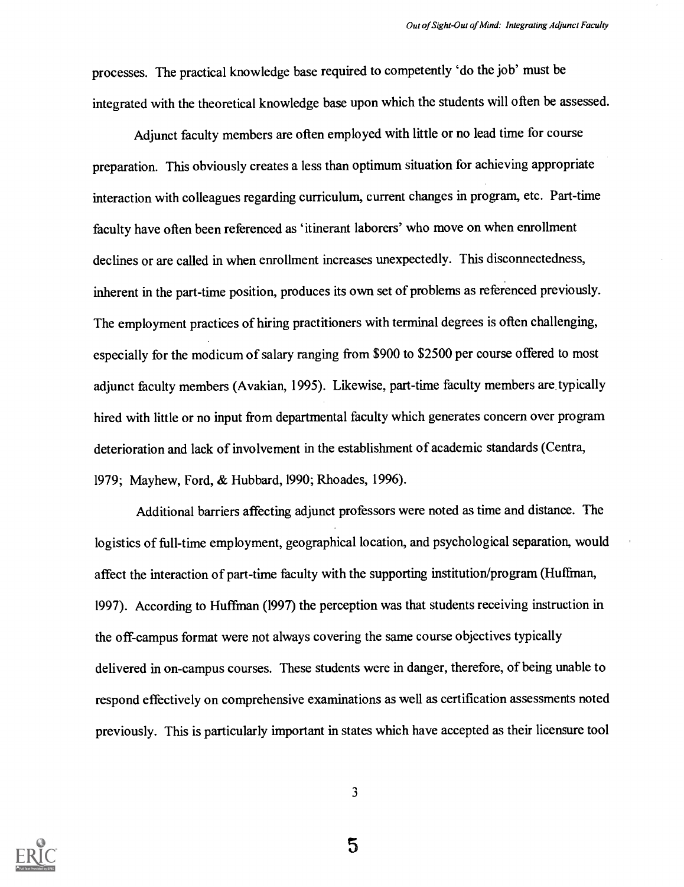processes. The practical knowledge base required to competently 'do the job' must be integrated with the theoretical knowledge base upon which the students will often be assessed.

Adjunct faculty members are often employed with little or no lead time for course preparation. This obviously creates a less than optimum situation for achieving appropriate interaction with colleagues regarding curriculum, current changes in program, etc. Part-time faculty have often been referenced as 'itinerant laborers' who move on when enrollment declines or are called in when enrollment increases unexpectedly. This disconnectedness, inherent in the part-time position, produces its own set of problems as referenced previously. The employment practices of hiring practitioners with terminal degrees is often challenging, especially for the modicum of salary ranging from $900 to $2500 per course offered to most adjunct faculty members (Avakian, 1995). Likewise, part-time faculty members are typically hired with little or no input from departmental faculty which generates concern over program deterioration and lack of involvement in the establishment of academic standards (Centra, 1979; Mayhew, Ford, & Hubbard, 1990; Rhoades, 1996).

Additional barriers affecting adjunct professors were noted as time and distance. The logistics of full-time employment, geographical location, and psychological separation, would affect the interaction of part-time faculty with the supporting institution/program (Huffman, 1997). According to Huffman (1997) the perception was that students receiving instruction in the off-campus format were not always covering the same course objectives typically delivered in on-campus courses. These students were in danger, therefore, of being unable to respond effectively on comprehensive examinations as well as certification assessments noted previously. This is particularly important in states which have accepted as their licensure tool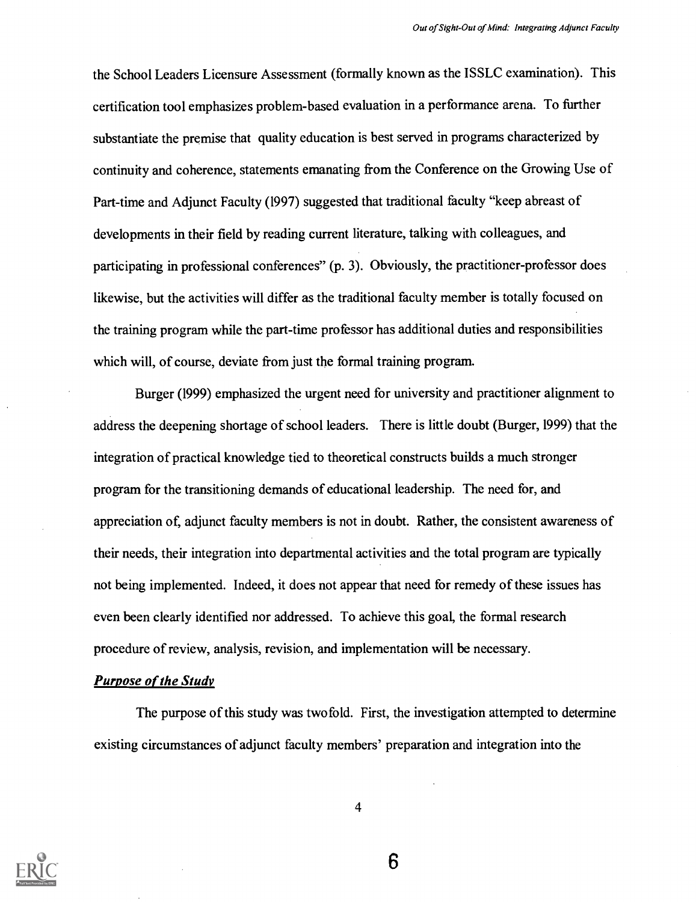the School Leaders Licensure Assessment (formally known as the ISSLC examination). This certification tool emphasizes problem-based evaluation in a performance arena. To further substantiate the premise that quality education is best served in programs characterized by continuity and coherence, statements emanating from the Conference on the Growing Use of Part-time and Adjunct Faculty (1997) suggested that traditional faculty "keep abreast of developments in their field by reading current literature, talking with colleagues, and participating in professional conferences" (p. 3). Obviously, the practitioner-professor does likewise, but the activities will differ as the traditional faculty member is totally focused on the training program while the part-time professor has additional duties and responsibilities which will, of course, deviate from just the formal training program.

Burger (1999) emphasized the urgent need for university and practitioner alignment to address the deepening shortage of school leaders. There is little doubt (Burger, 1999) that the integration of practical knowledge tied to theoretical constructs builds a much stronger program for the transitioning demands of educational leadership. The need for, and appreciation of, adjunct faculty members is not in doubt. Rather, the consistent awareness of their needs, their integration into departmental activities and the total program are typically not being implemented. Indeed, it does not appear that need for remedy of these issues has even been clearly identified nor addressed. To achieve this goal, the formal research procedure of review, analysis, revision, and implementation will be necessary.

***Purpose of the Study***

The purpose of this study was twofold. First, the investigation attempted to determine existing circumstances of adjunct faculty members' preparation and integration into the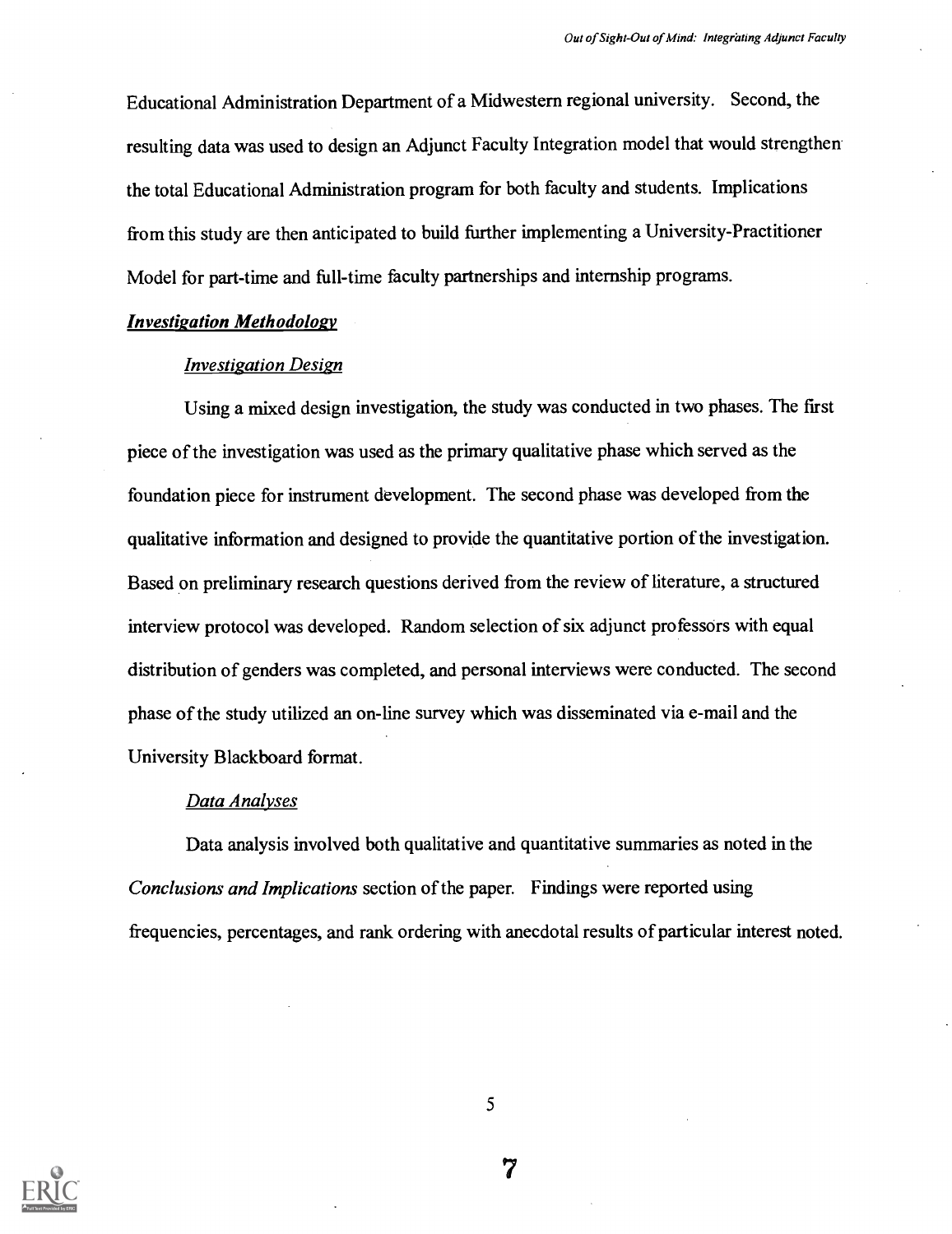Educational Administration Department of a Midwestern regional university. Second, the resulting data was used to design an Adjunct Faculty Integration model that would strengthen the total Educational Administration program for both faculty and students. Implications from this study are then anticipated to build further implementing a University-Practitioner Model for part-time and full-time faculty partnerships and internship programs.

## ***Investigation Methodology***

### *Investigation Design*

Using a mixed design investigation, the study was conducted in two phases. The first piece of the investigation was used as the primary qualitative phase which served as the foundation piece for instrument development. The second phase was developed from the qualitative information and designed to provide the quantitative portion of the investigation. Based on preliminary research questions derived from the review of literature, a structured interview protocol was developed. Random selection of six adjunct professors with equal distribution of genders was completed, and personal interviews were conducted. The second phase of the study utilized an on-line survey which was disseminated via e-mail and the University Blackboard format.

### *Data Analyses*

Data analysis involved both qualitative and quantitative summaries as noted in the *Conclusions and Implications* section of the paper. Findings were reported using frequencies, percentages, and rank ordering with anecdotal results of particular interest noted.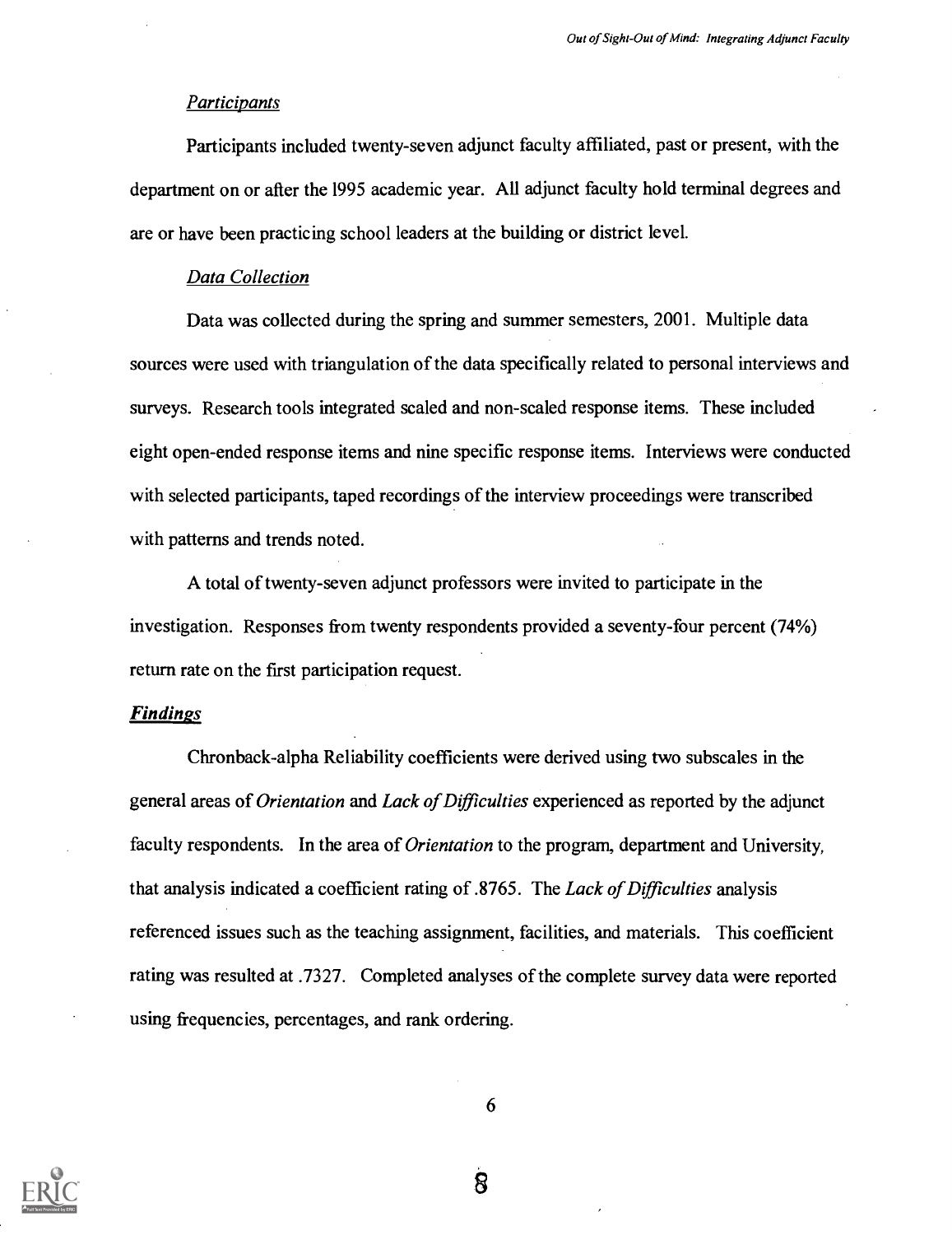*Participants*

Participants included twenty-seven adjunct faculty affiliated, past or present, with the department on or after the 1995 academic year. All adjunct faculty hold terminal degrees and are or have been practicing school leaders at the building or district level.

*Data Collection*

Data was collected during the spring and summer semesters, 2001. Multiple data sources were used with triangulation of the data specifically related to personal interviews and surveys. Research tools integrated scaled and non-scaled response items. These included eight open-ended response items and nine specific response items. Interviews were conducted with selected participants, taped recordings of the interview proceedings were transcribed with patterns and trends noted.

A total of twenty-seven adjunct professors were invited to participate in the investigation. Responses from twenty respondents provided a seventy-four percent (74%) return rate on the first participation request.

***Findings***

Chronback-alpha Reliability coefficients were derived using two subscales in the general areas of *Orientation* and *Lack of Difficulties* experienced as reported by the adjunct faculty respondents. In the area of *Orientation* to the program, department and University, that analysis indicated a coefficient rating of .8765. The *Lack of Difficulties* analysis referenced issues such as the teaching assignment, facilities, and materials. This coefficient rating was resulted at .7327. Completed analyses of the complete survey data were reported using frequencies, percentages, and rank ordering.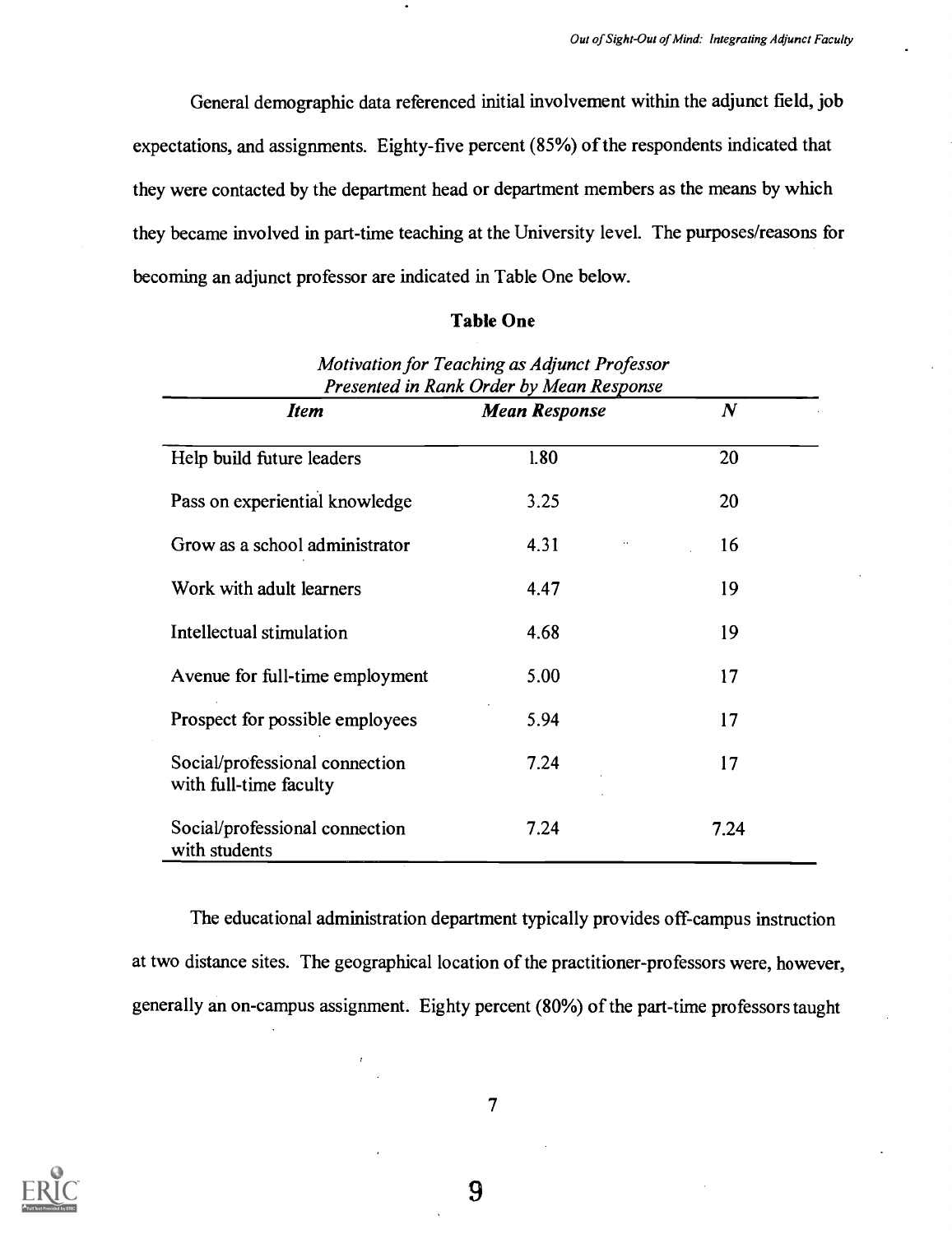General demographic data referenced initial involvement within the adjunct field, job expectations, and assignments. Eighty-five percent (85%) of the respondents indicated that they were contacted by the department head or department members as the means by which they became involved in part-time teaching at the University level. The purposes/reasons for becoming an adjunct professor are indicated in Table One below.

**Table One**

*Motivation for Teaching as Adjunct Professor Presented in Rank Order by Mean Response*

| *Item* | *Mean Response* | *N* |
|---|---|---|
| Help build future leaders | 1.80 | 20 |
| Pass on experiential knowledge | 3.25 | 20 |
| Grow as a school administrator | 4.31 | 16 |
| Work with adult learners | 4.47 | 19 |
| Intellectual stimulation | 4.68 | 19 |
| Avenue for full-time employment | 5.00 | 17 |
| Prospect for possible employees | 5.94 | 17 |
| Social/professional connection with full-time faculty | 7.24 | 17 |
| Social/professional connection with students | 7.24 | 7.24 |

The educational administration department typically provides off-campus instruction at two distance sites. The geographical location of the practitioner-professors were, however, generally an on-campus assignment. Eighty percent (80%) of the part-time professors taught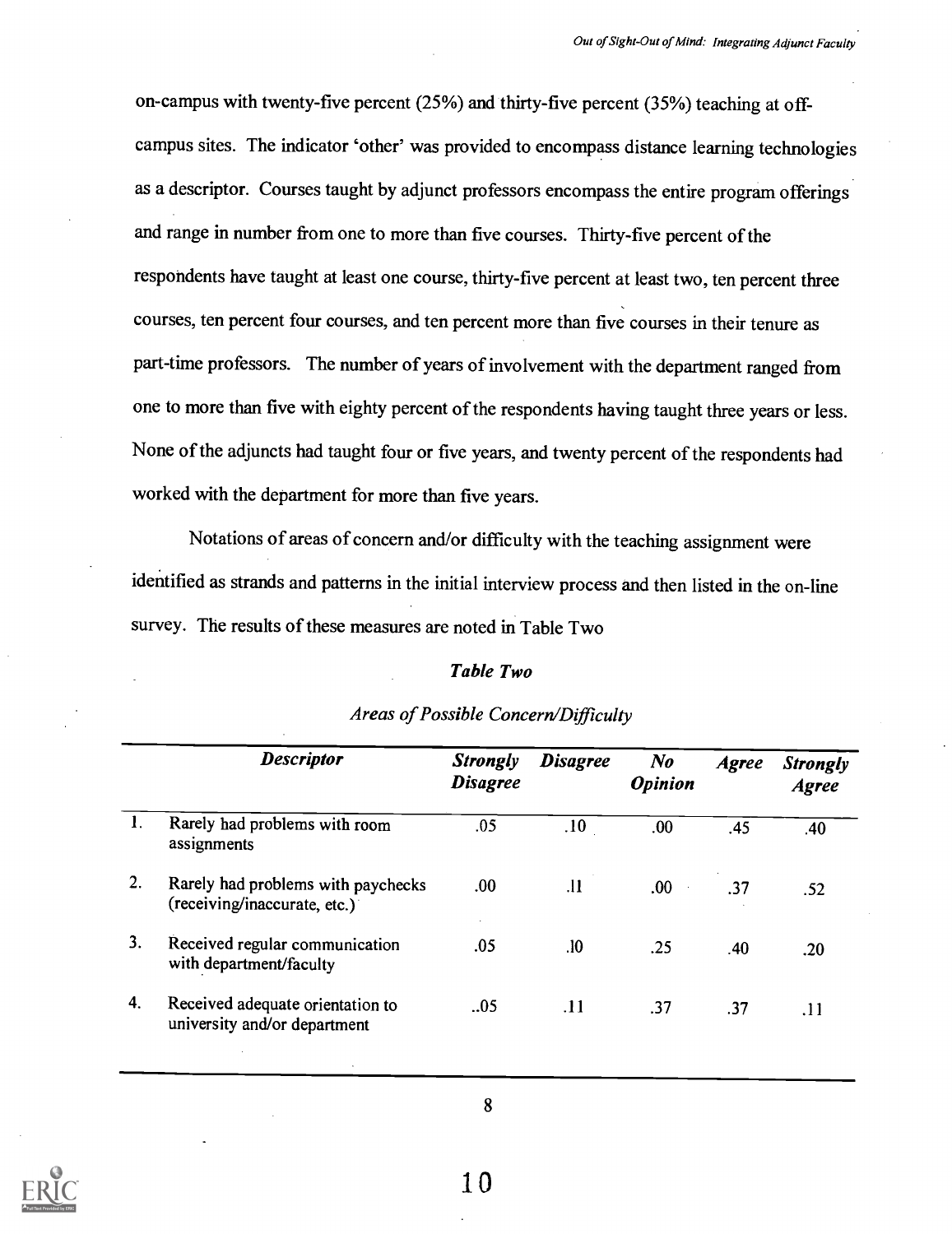on-campus with twenty-five percent (25%) and thirty-five percent (35%) teaching at off-campus sites. The indicator 'other' was provided to encompass distance learning technologies as a descriptor. Courses taught by adjunct professors encompass the entire program offerings and range in number from one to more than five courses. Thirty-five percent of the respondents have taught at least one course, thirty-five percent at least two, ten percent three courses, ten percent four courses, and ten percent more than five courses in their tenure as part-time professors. The number of years of involvement with the department ranged from one to more than five with eighty percent of the respondents having taught three years or less. None of the adjuncts had taught four or five years, and twenty percent of the respondents had worked with the department for more than five years.

Notations of areas of concern and/or difficulty with the teaching assignment were identified as strands and patterns in the initial interview process and then listed in the on-line survey. The results of these measures are noted in Table Two

***Table Two***

*Areas of Possible Concern/Difficulty*

| | ***Descriptor*** | ***Strongly Disagree*** | ***Disagree*** | ***No Opinion*** | ***Agree*** | ***Strongly Agree*** |
|---|---|---|---|---|---|---|
| 1. | Rarely had problems with room assignments | .05 | .10 | .00 | .45 | .40 |
| 2. | Rarely had problems with paychecks (receiving/inaccurate, etc.) | .00 | .11 | .00 | .37 | .52 |
| 3. | Received regular communication with department/faculty | .05 | .10 | .25 | .40 | .20 |
| 4. | Received adequate orientation to university and/or department | ..05 | .11 | .37 | .37 | .11 |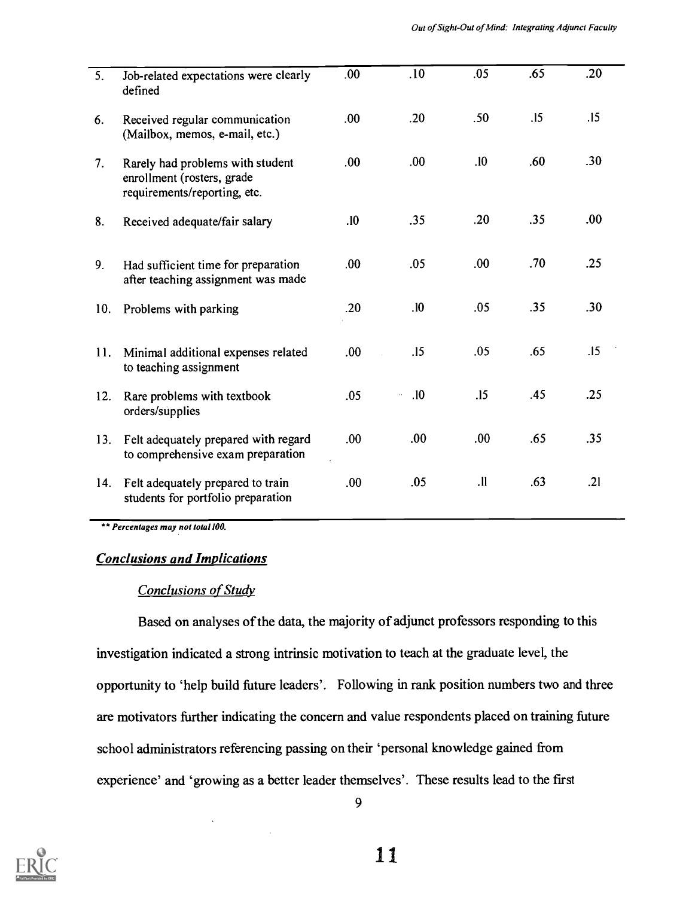| | | | | | | |
|---|---|---|---|---|---|---|
| 5. | Job-related expectations were clearly defined | .00 | .10 | .05 | .65 | .20 |
| 6. | Received regular communication (Mailbox, memos, e-mail, etc.) | .00 | .20 | .50 | .15 | .15 |
| 7. | Rarely had problems with student enrollment (rosters, grade requirements/reporting, etc. | .00 | .00 | .10 | .60 | .30 |
| 8. | Received adequate/fair salary | .10 | .35 | .20 | .35 | .00 |
| 9. | Had sufficient time for preparation after teaching assignment was made | .00 | .05 | .00 | .70 | .25 |
| 10. | Problems with parking | .20 | .10 | .05 | .35 | .30 |
| 11. | Minimal additional expenses related to teaching assignment | .00 | .15 | .05 | .65 | .15 |
| 12. | Rare problems with textbook orders/supplies | .05 | .10 | .15 | .45 | .25 |
| 13. | Felt adequately prepared with regard to comprehensive exam preparation | .00 | .00 | .00 | .65 | .35 |
| 14. | Felt adequately prepared to train students for portfolio preparation | .00 | .05 | .11 | .63 | .21 |

*** Percentages may not total 100.*

## *Conclusions and Implications*

### *Conclusions of Study*

Based on analyses of the data, the majority of adjunct professors responding to this investigation indicated a strong intrinsic motivation to teach at the graduate level, the opportunity to 'help build future leaders'. Following in rank position numbers two and three are motivators further indicating the concern and value respondents placed on training future school administrators referencing passing on their 'personal knowledge gained from experience' and 'growing as a better leader themselves'. These results lead to the first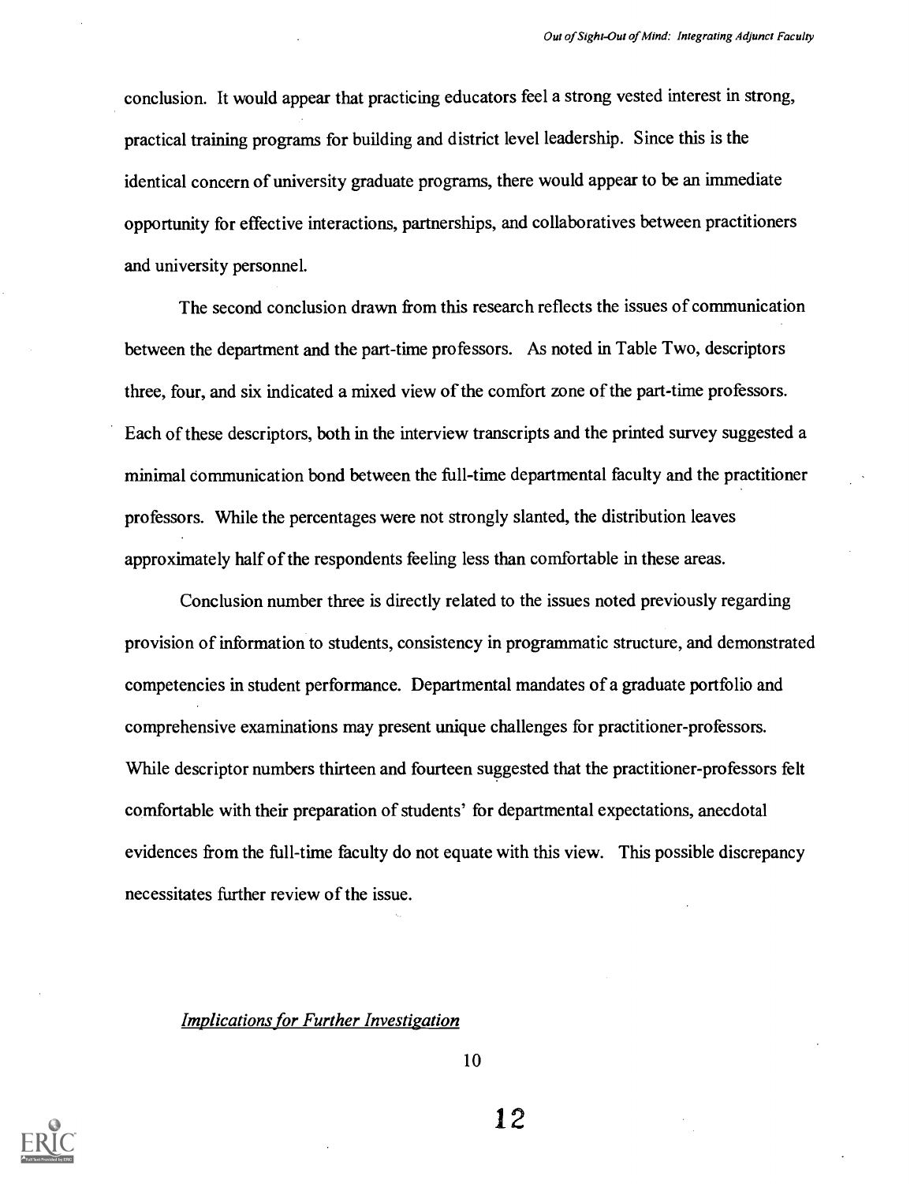conclusion. It would appear that practicing educators feel a strong vested interest in strong, practical training programs for building and district level leadership. Since this is the identical concern of university graduate programs, there would appear to be an immediate opportunity for effective interactions, partnerships, and collaboratives between practitioners and university personnel.

The second conclusion drawn from this research reflects the issues of communication between the department and the part-time professors. As noted in Table Two, descriptors three, four, and six indicated a mixed view of the comfort zone of the part-time professors. Each of these descriptors, both in the interview transcripts and the printed survey suggested a minimal communication bond between the full-time departmental faculty and the practitioner professors. While the percentages were not strongly slanted, the distribution leaves approximately half of the respondents feeling less than comfortable in these areas.

Conclusion number three is directly related to the issues noted previously regarding provision of information to students, consistency in programmatic structure, and demonstrated competencies in student performance. Departmental mandates of a graduate portfolio and comprehensive examinations may present unique challenges for practitioner-professors. While descriptor numbers thirteen and fourteen suggested that the practitioner-professors felt comfortable with their preparation of students' for departmental expectations, anecdotal evidences from the full-time faculty do not equate with this view. This possible discrepancy necessitates further review of the issue.

*Implications for Further Investigation*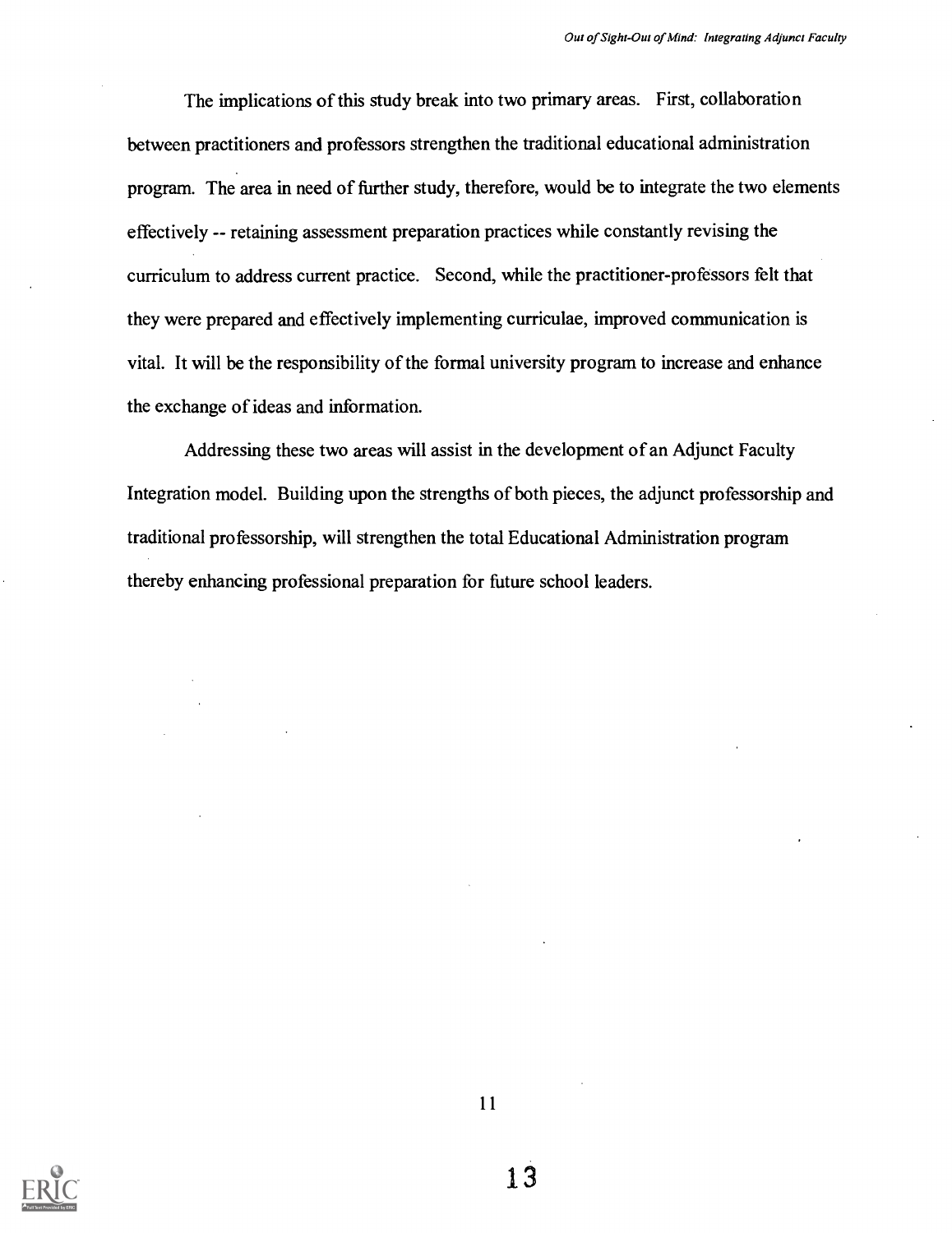The implications of this study break into two primary areas. First, collaboration between practitioners and professors strengthen the traditional educational administration program. The area in need of further study, therefore, would be to integrate the two elements effectively -- retaining assessment preparation practices while constantly revising the curriculum to address current practice. Second, while the practitioner-professors felt that they were prepared and effectively implementing curriculae, improved communication is vital. It will be the responsibility of the formal university program to increase and enhance the exchange of ideas and information.

Addressing these two areas will assist in the development of an Adjunct Faculty Integration model. Building upon the strengths of both pieces, the adjunct professorship and traditional professorship, will strengthen the total Educational Administration program thereby enhancing professional preparation for future school leaders.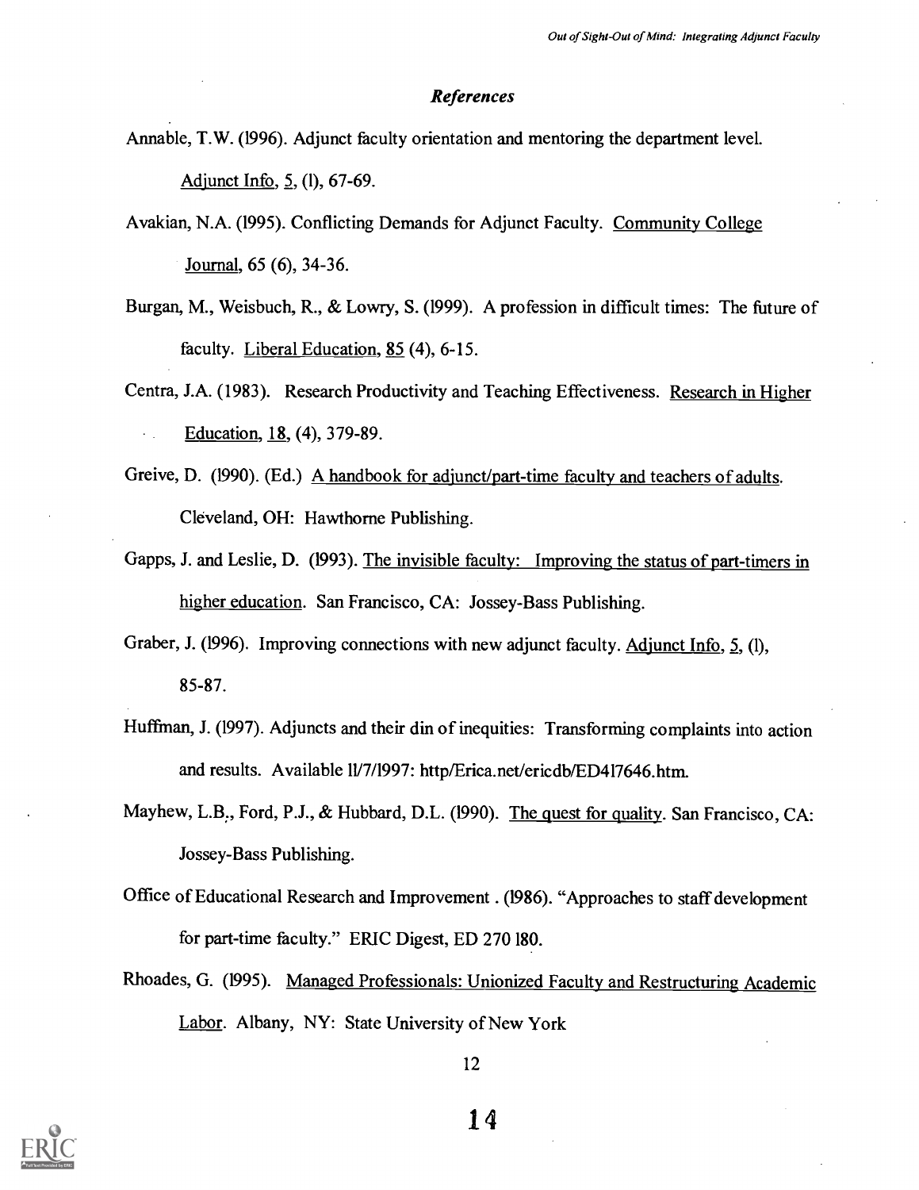### *References*

Annable, T.W. (1996). Adjunct faculty orientation and mentoring the department level. Adjunct Info, 5, (1), 67-69.

Avakian, N.A. (1995). Conflicting Demands for Adjunct Faculty. Community College Journal, 65 (6), 34-36.

Burgan, M., Weisbuch, R., & Lowry, S. (1999). A profession in difficult times: The future of faculty. Liberal Education, 85 (4), 6-15.

Centra, J.A. (1983). Research Productivity and Teaching Effectiveness. Research in Higher Education, 18, (4), 379-89.

Greive, D. (1990). (Ed.) A handbook for adjunct/part-time faculty and teachers of adults. Cleveland, OH: Hawthorne Publishing.

Gapps, J. and Leslie, D. (1993). The invisible faculty: Improving the status of part-timers in higher education. San Francisco, CA: Jossey-Bass Publishing.

Graber, J. (1996). Improving connections with new adjunct faculty. Adjunct Info, 5, (1), 85-87.

Huffman, J. (1997). Adjuncts and their din of inequities: Transforming complaints into action and results. Available 11/7/1997: http/Erica.net/ericdb/ED417646.htm.

Mayhew, L.B., Ford, P.J., & Hubbard, D.L. (1990). The quest for quality. San Francisco, CA: Jossey-Bass Publishing.

Office of Educational Research and Improvement . (1986). "Approaches to staff development for part-time faculty." ERIC Digest, ED 270 180.

Rhoades, G. (1995). Managed Professionals: Unionized Faculty and Restructuring Academic Labor. Albany, NY: State University of New York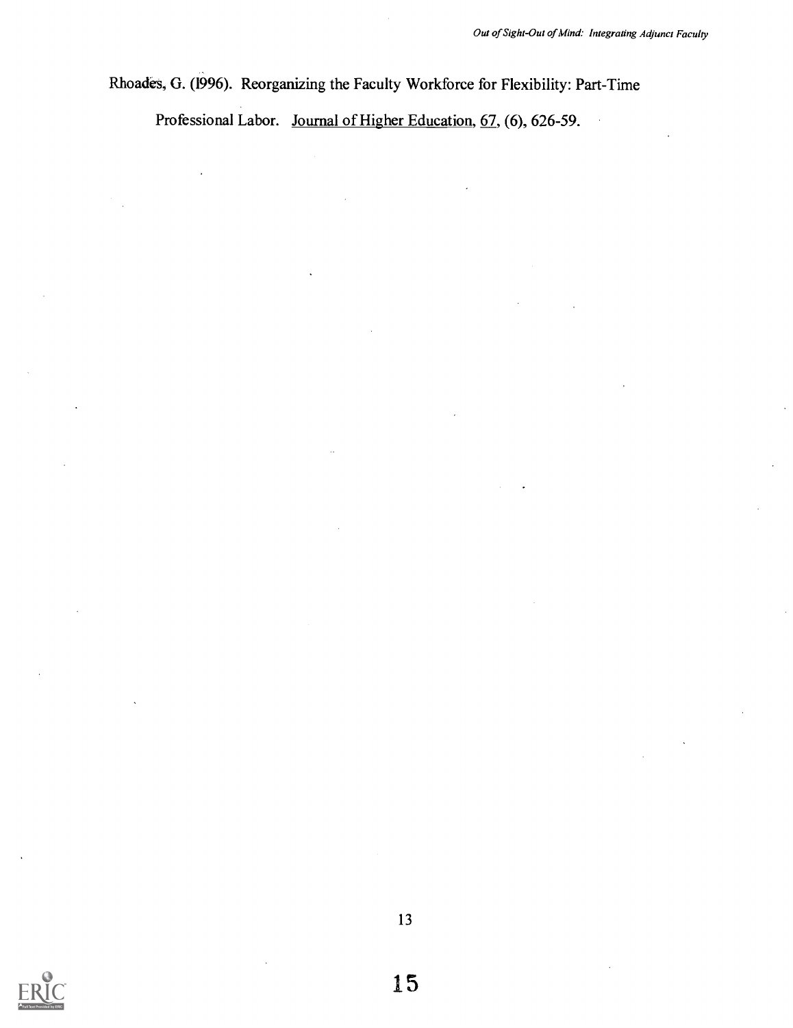Rhoades, G. (1996). Reorganizing the Faculty Workforce for Flexibility: Part-Time Professional Labor. Journal of Higher Education, 67, (6), 626-59.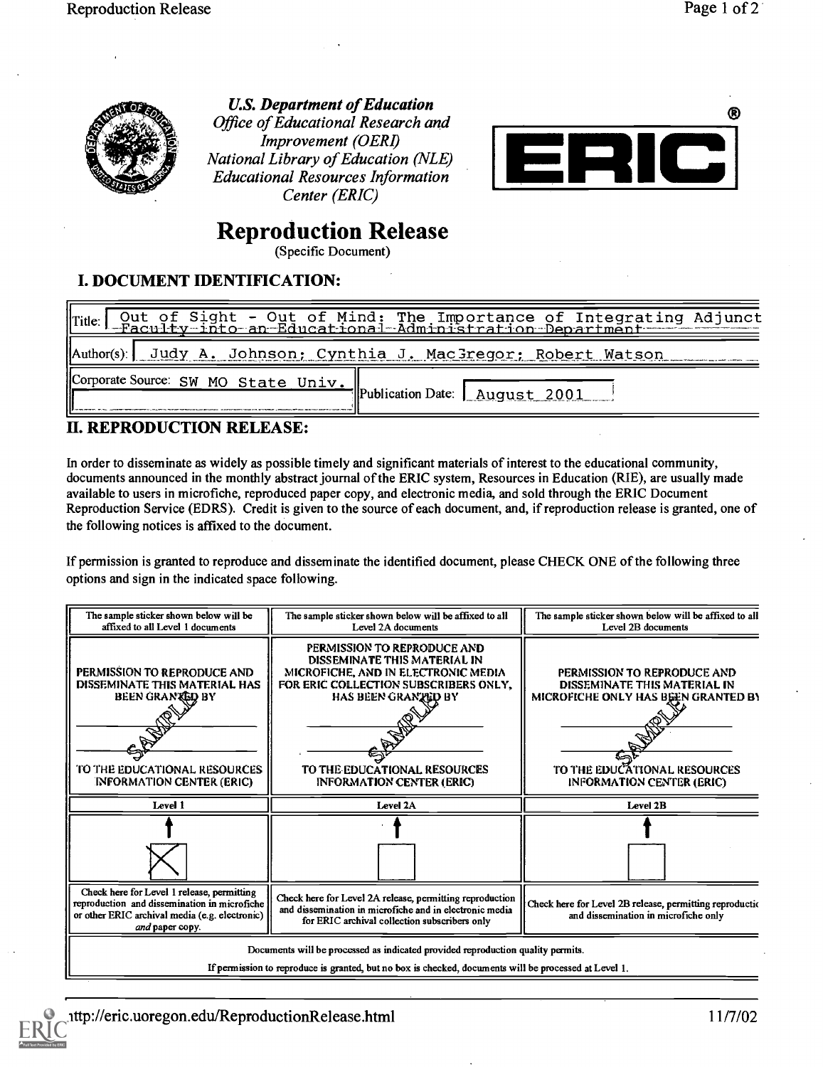U.S. Department of Education
*Office of Educational Research and Improvement (OERI)*
*National Library of Education (NLE)*
*Educational Resources Information Center (ERIC)*

ERIC®

# Reproduction Release

(Specific Document)

## I. DOCUMENT IDENTIFICATION:

| | |
|---|---|
| Title: Out of Sight - Out of Mind: The Importance of Integrating Adjunct Faculty into an Educational Administration Department | |
| Author(s): Judy A. Johnson; Cynthia J. MacGregor; Robert Watson | |
| Corporate Source: SW MO State Univ. | Publication Date: August 2001 |

## II. REPRODUCTION RELEASE:

In order to disseminate as widely as possible timely and significant materials of interest to the educational community, documents announced in the monthly abstract journal of the ERIC system, Resources in Education (RIE), are usually made available to users in microfiche, reproduced paper copy, and electronic media, and sold through the ERIC Document Reproduction Service (EDRS). Credit is given to the source of each document, and, if reproduction release is granted, one of the following notices is affixed to the document.

If permission is granted to reproduce and disseminate the identified document, please CHECK ONE of the following three options and sign in the indicated space following.

| The sample sticker shown below will be affixed to all Level 1 documents | The sample sticker shown below will be affixed to all Level 2A documents | The sample sticker shown below will be affixed to all Level 2B documents |
|---|---|---|
| PERMISSION TO REPRODUCE AND DISSEMINATE THIS MATERIAL HAS BEEN GRANTED BY SAMPLE TO THE EDUCATIONAL RESOURCES INFORMATION CENTER (ERIC) | PERMISSION TO REPRODUCE AND DISSEMINATE THIS MATERIAL IN MICROFICHE, AND IN ELECTRONIC MEDIA FOR ERIC COLLECTION SUBSCRIBERS ONLY, HAS BEEN GRANTED BY SAMPLE TO THE EDUCATIONAL RESOURCES INFORMATION CENTER (ERIC) | PERMISSION TO REPRODUCE AND DISSEMINATE THIS MATERIAL IN MICROFICHE ONLY HAS BEEN GRANTED BY SAMPLE TO THE EDUCATIONAL RESOURCES INFORMATION CENTER (ERIC) |
| Level 1 | Level 2A | Level 2B |
| [X] | [ ] | [ ] |
| Check here for Level 1 release, permitting reproduction and dissemination in microfiche or other ERIC archival media (e.g. electronic) *and* paper copy. | Check here for Level 2A release, permitting reproduction and dissemination in microfiche and in electronic media for ERIC archival collection subscribers only | Check here for Level 2B release, permitting reproduction and dissemination in microfiche only |

Documents will be processed as indicated provided reproduction quality permits.

If permission to reproduce is granted, but no box is checked, documents will be processed at Level 1.

http://eric.uoregon.edu/ReproductionRelease.html 11/7/02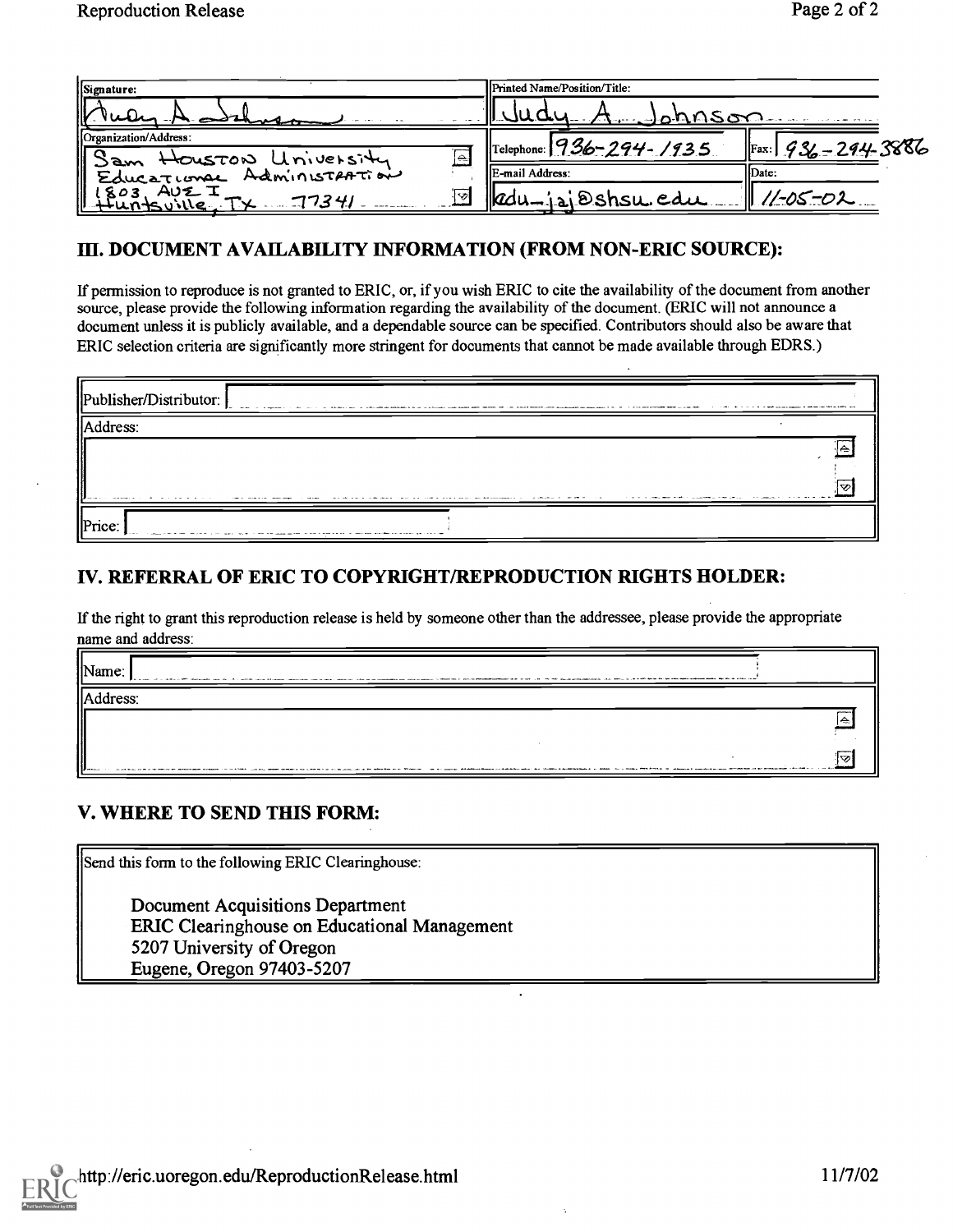| Signature: | Printed Name/Position/Title: | |
|---|---|---|
| Judy A Johnson | Judy A. Johnson | |
| Organization/Address: | Telephone: 936-294-1935 | Fax: 936-294-3886 |
| Sam Houston University Educational Administration 1803 Ave I Huntsville, TX 77341 | E-mail Address: edu_jaj@shsu.edu | Date: 11-05-02 |

## III. DOCUMENT AVAILABILITY INFORMATION (FROM NON-ERIC SOURCE):

If permission to reproduce is not granted to ERIC, or, if you wish ERIC to cite the availability of the document from another source, please provide the following information regarding the availability of the document. (ERIC will not announce a document unless it is publicly available, and a dependable source can be specified. Contributors should also be aware that ERIC selection criteria are significantly more stringent for documents that cannot be made available through EDRS.)

| | |
|---|---|
| Publisher/Distributor: | |
| Address: | |
| Price: | |

## IV. REFERRAL OF ERIC TO COPYRIGHT/REPRODUCTION RIGHTS HOLDER:

If the right to grant this reproduction release is held by someone other than the addressee, please provide the appropriate name and address:

| | |
|---|---|
| Name: | |
| Address: | |

## V. WHERE TO SEND THIS FORM:

Send this form to the following ERIC Clearinghouse:

Document Acquisitions Department
ERIC Clearinghouse on Educational Management
5207 University of Oregon
Eugene, Oregon 97403-5207

http://eric.uoregon.edu/ReproductionRelease.html 11/7/02